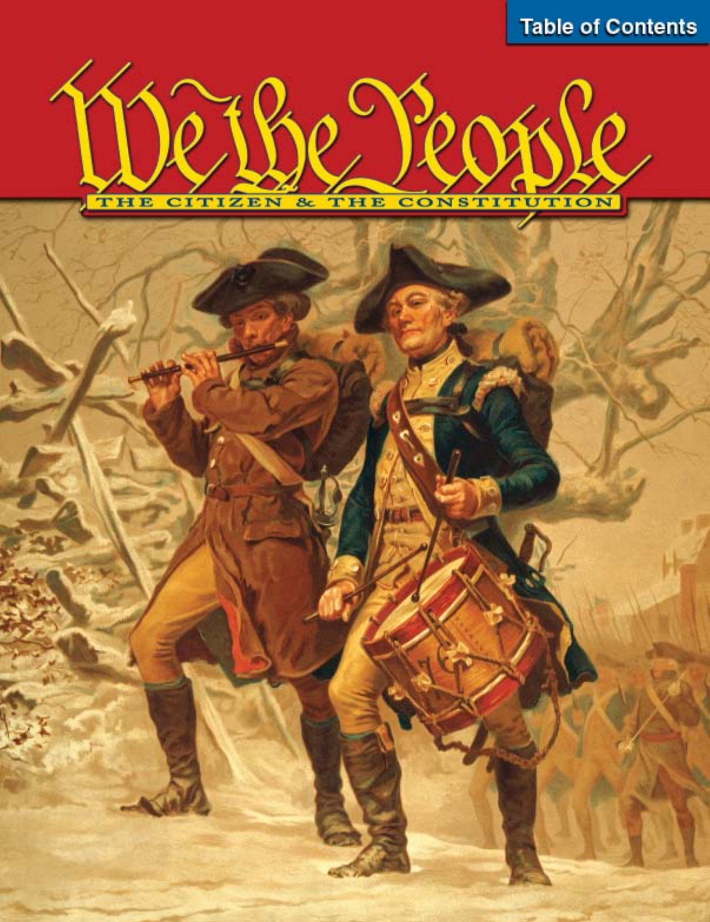Table of Contents

# We the People

## THE CITIZEN & THE CONSTITUTION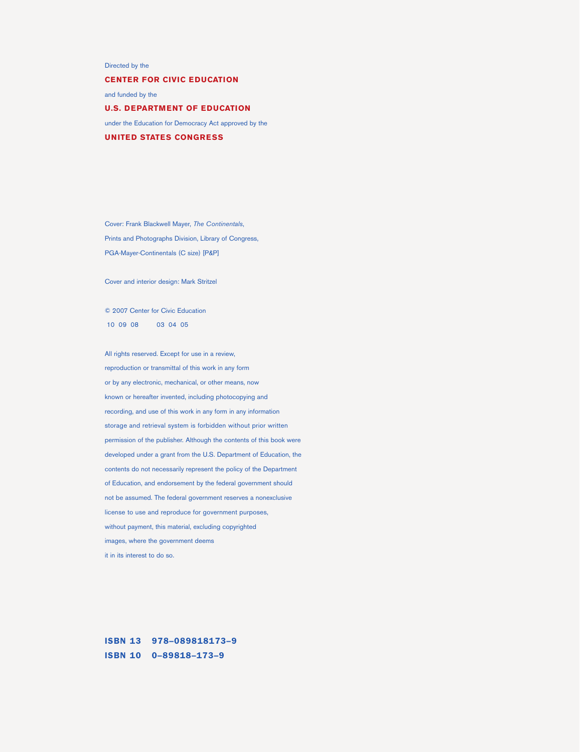Directed by the

**CENTER FOR CIVIC EDUCATION**

and funded by the

**U.S. DEPARTMENT OF EDUCATION**

under the Education for Democracy Act approved by the

**UNITED STATES CONGRESS**

Cover: Frank Blackwell Mayer, *The Continentals*,
Prints and Photographs Division, Library of Congress,
PGA-Mayer-Continentals (C size) [P&P]

Cover and interior design: Mark Stritzel

© 2007 Center for Civic Education
10 09 08 03 04 05

All rights reserved. Except for use in a review, reproduction or transmittal of this work in any form or by any electronic, mechanical, or other means, now known or hereafter invented, including photocopying and recording, and use of this work in any form in any information storage and retrieval system is forbidden without prior written permission of the publisher. Although the contents of this book were developed under a grant from the U.S. Department of Education, the contents do not necessarily represent the policy of the Department of Education, and endorsement by the federal government should not be assumed. The federal government reserves a nonexclusive license to use and reproduce for government purposes, without payment, this material, excluding copyrighted images, where the government deems it in its interest to do so.

**ISBN 13 978–089818173–9**
**ISBN 10 0–89818–173–9**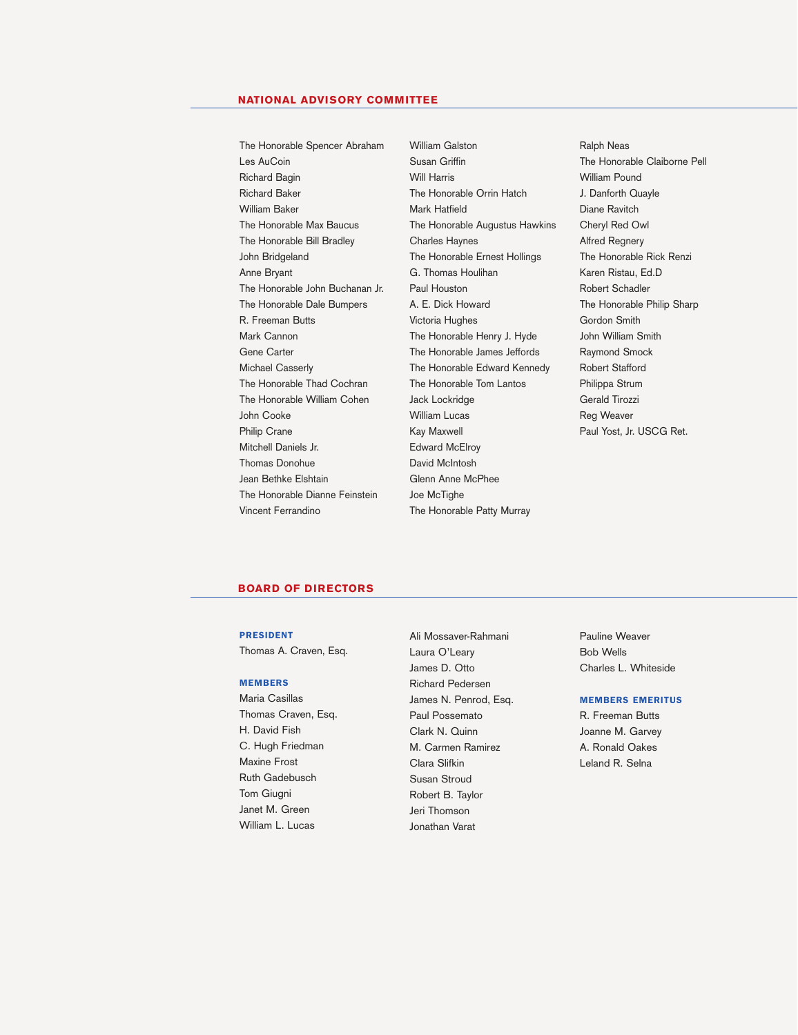## NATIONAL ADVISORY COMMITTEE

The Honorable Spencer Abraham
Les AuCoin
Richard Bagin
Richard Baker
William Baker
The Honorable Max Baucus
The Honorable Bill Bradley
John Bridgeland
Anne Bryant
The Honorable John Buchanan Jr.
The Honorable Dale Bumpers
R. Freeman Butts
Mark Cannon
Gene Carter
Michael Casserly
The Honorable Thad Cochran
The Honorable William Cohen
John Cooke
Philip Crane
Mitchell Daniels Jr.
Thomas Donohue
Jean Bethke Elshtain
The Honorable Dianne Feinstein
Vincent Ferrandino
William Galston
Susan Griffin
Will Harris
The Honorable Orrin Hatch
Mark Hatfield
The Honorable Augustus Hawkins
Charles Haynes
The Honorable Ernest Hollings
G. Thomas Houlihan
Paul Houston
A. E. Dick Howard
Victoria Hughes
The Honorable Henry J. Hyde
The Honorable James Jeffords
The Honorable Edward Kennedy
The Honorable Tom Lantos
Jack Lockridge
William Lucas
Kay Maxwell
Edward McElroy
David McIntosh
Glenn Anne McPhee
Joe McTighe
The Honorable Patty Murray
Ralph Neas
The Honorable Claiborne Pell
William Pound
J. Danforth Quayle
Diane Ravitch
Cheryl Red Owl
Alfred Regnery
The Honorable Rick Renzi
Karen Ristau, Ed.D
Robert Schadler
The Honorable Philip Sharp
Gordon Smith
John William Smith
Raymond Smock
Robert Stafford
Philippa Strum
Gerald Tirozzi
Reg Weaver
Paul Yost, Jr. USCG Ret.

## BOARD OF DIRECTORS

### PRESIDENT

Thomas A. Craven, Esq.

### MEMBERS

Maria Casillas
Thomas Craven, Esq.
H. David Fish
C. Hugh Friedman
Maxine Frost
Ruth Gadebusch
Tom Giugni
Janet M. Green
William L. Lucas
Ali Mossaver-Rahmani
Laura O'Leary
James D. Otto
Richard Pedersen
James N. Penrod, Esq.
Paul Possemato
Clark N. Quinn
M. Carmen Ramirez
Clara Slifkin
Susan Stroud
Robert B. Taylor
Jeri Thomson
Jonathan Varat
Pauline Weaver
Bob Wells
Charles L. Whiteside

### MEMBERS EMERITUS

R. Freeman Butts
Joanne M. Garvey
A. Ronald Oakes
Leland R. Selna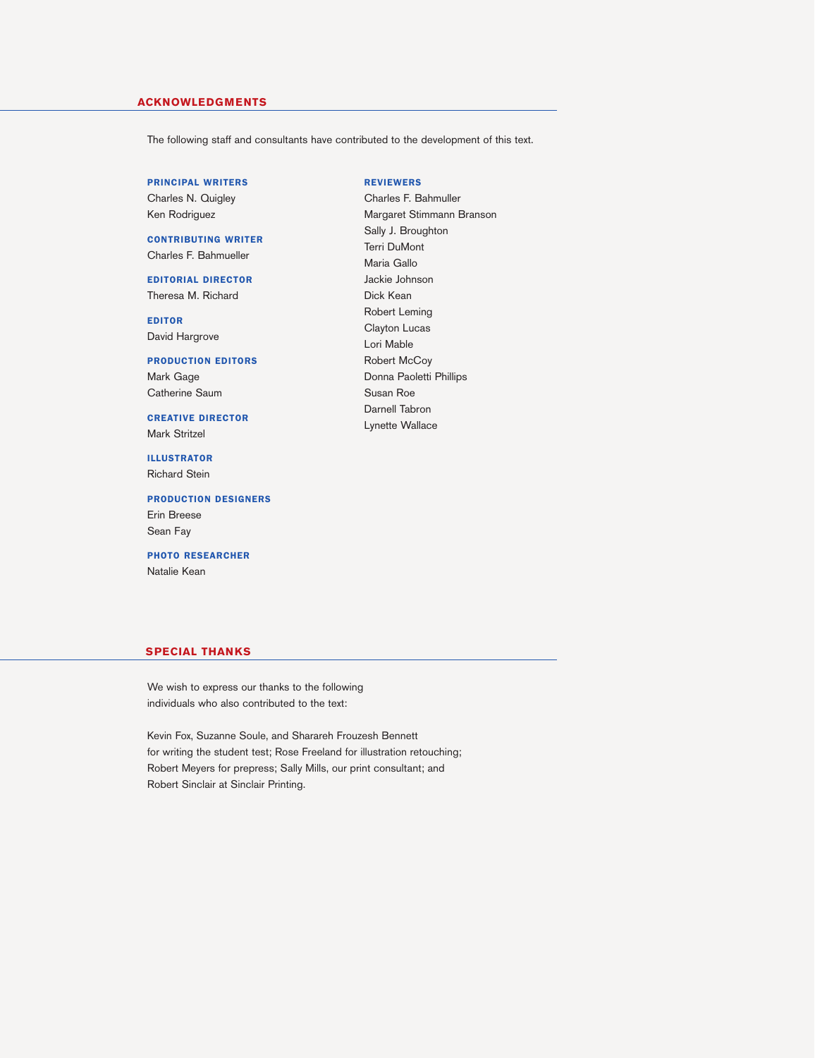## ACKNOWLEDGMENTS

The following staff and consultants have contributed to the development of this text.

**PRINCIPAL WRITERS**
Charles N. Quigley
Ken Rodriguez

**CONTRIBUTING WRITER**
Charles F. Bahmueller

**EDITORIAL DIRECTOR**
Theresa M. Richard

**EDITOR**
David Hargrove

**PRODUCTION EDITORS**
Mark Gage
Catherine Saum

**CREATIVE DIRECTOR**
Mark Stritzel

**ILLUSTRATOR**
Richard Stein

**PRODUCTION DESIGNERS**
Erin Breese
Sean Fay

**PHOTO RESEARCHER**
Natalie Kean

**REVIEWERS**
Charles F. Bahmuller
Margaret Stimmann Branson
Sally J. Broughton
Terri DuMont
Maria Gallo
Jackie Johnson
Dick Kean
Robert Leming
Clayton Lucas
Lori Mable
Robert McCoy
Donna Paoletti Phillips
Susan Roe
Darnell Tabron
Lynette Wallace

## SPECIAL THANKS

We wish to express our thanks to the following individuals who also contributed to the text:

Kevin Fox, Suzanne Soule, and Sharareh Frouzesh Bennett for writing the student test; Rose Freeland for illustration retouching; Robert Meyers for prepress; Sally Mills, our print consultant; and Robert Sinclair at Sinclair Printing.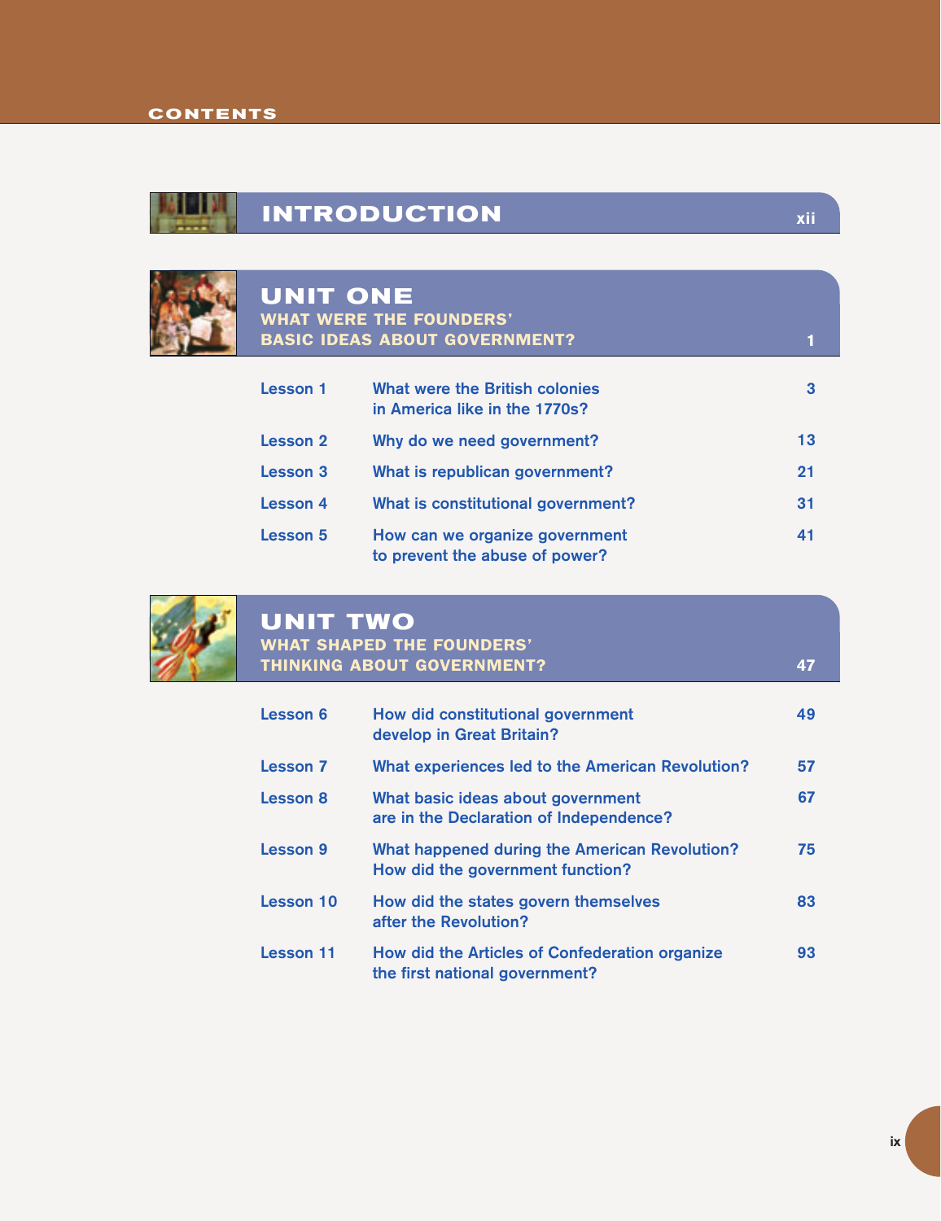# CONTENTS

## INTRODUCTION — xii

## UNIT ONE
### WHAT WERE THE FOUNDERS' BASIC IDEAS ABOUT GOVERNMENT? — 1

| | | |
|---|---|---|
| Lesson 1 | What were the British colonies in America like in the 1770s? | 3 |
| Lesson 2 | Why do we need government? | 13 |
| Lesson 3 | What is republican government? | 21 |
| Lesson 4 | What is constitutional government? | 31 |
| Lesson 5 | How can we organize government to prevent the abuse of power? | 41 |

## UNIT TWO
### WHAT SHAPED THE FOUNDERS' THINKING ABOUT GOVERNMENT? — 47

| | | |
|---|---|---|
| Lesson 6 | How did constitutional government develop in Great Britain? | 49 |
| Lesson 7 | What experiences led to the American Revolution? | 57 |
| Lesson 8 | What basic ideas about government are in the Declaration of Independence? | 67 |
| Lesson 9 | What happened during the American Revolution? How did the government function? | 75 |
| Lesson 10 | How did the states govern themselves after the Revolution? | 83 |
| Lesson 11 | How did the Articles of Confederation organize the first national government? | 93 |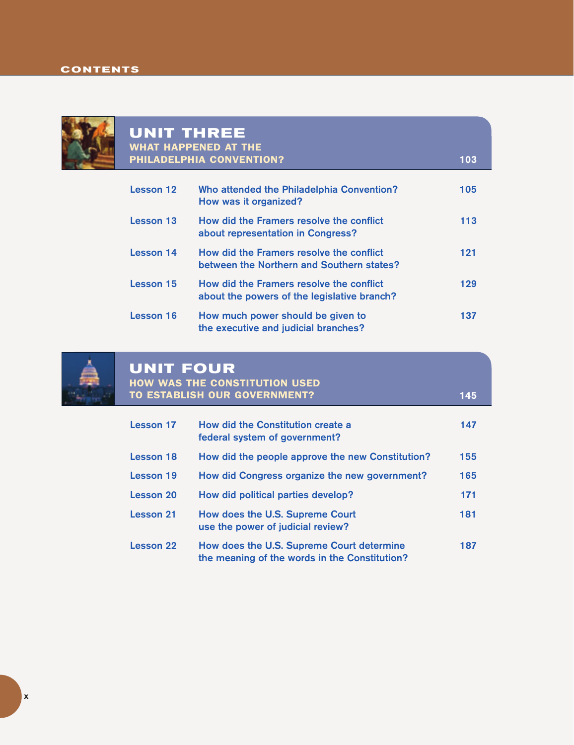# CONTENTS

## UNIT THREE
### WHAT HAPPENED AT THE PHILADELPHIA CONVENTION? — 103

| | | |
|---|---|---|
| Lesson 12 | Who attended the Philadelphia Convention? How was it organized? | 105 |
| Lesson 13 | How did the Framers resolve the conflict about representation in Congress? | 113 |
| Lesson 14 | How did the Framers resolve the conflict between the Northern and Southern states? | 121 |
| Lesson 15 | How did the Framers resolve the conflict about the powers of the legislative branch? | 129 |
| Lesson 16 | How much power should be given to the executive and judicial branches? | 137 |

## UNIT FOUR
### HOW WAS THE CONSTITUTION USED TO ESTABLISH OUR GOVERNMENT? — 145

| | | |
|---|---|---|
| Lesson 17 | How did the Constitution create a federal system of government? | 147 |
| Lesson 18 | How did the people approve the new Constitution? | 155 |
| Lesson 19 | How did Congress organize the new government? | 165 |
| Lesson 20 | How did political parties develop? | 171 |
| Lesson 21 | How does the U.S. Supreme Court use the power of judicial review? | 181 |
| Lesson 22 | How does the U.S. Supreme Court determine the meaning of the words in the Constitution? | 187 |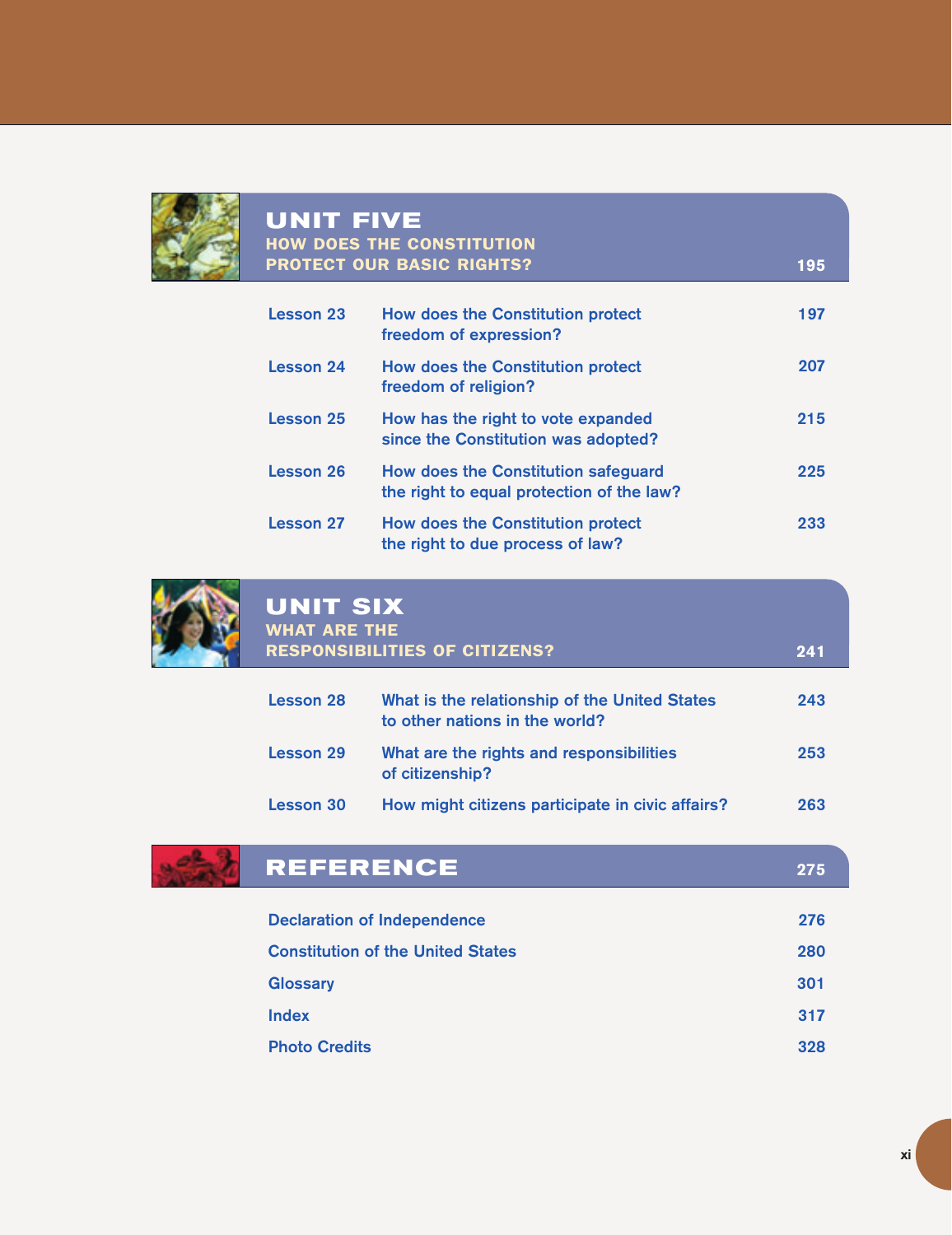## UNIT FIVE
### HOW DOES THE CONSTITUTION PROTECT OUR BASIC RIGHTS? 195

| | | |
|---|---|---|
| Lesson 23 | How does the Constitution protect freedom of expression? | 197 |
| Lesson 24 | How does the Constitution protect freedom of religion? | 207 |
| Lesson 25 | How has the right to vote expanded since the Constitution was adopted? | 215 |
| Lesson 26 | How does the Constitution safeguard the right to equal protection of the law? | 225 |
| Lesson 27 | How does the Constitution protect the right to due process of law? | 233 |

## UNIT SIX
### WHAT ARE THE RESPONSIBILITIES OF CITIZENS? 241

| | | |
|---|---|---|
| Lesson 28 | What is the relationship of the United States to other nations in the world? | 243 |
| Lesson 29 | What are the rights and responsibilities of citizenship? | 253 |
| Lesson 30 | How might citizens participate in civic affairs? | 263 |

## REFERENCE 275

| | |
|---|---|
| Declaration of Independence | 276 |
| Constitution of the United States | 280 |
| Glossary | 301 |
| Index | 317 |
| Photo Credits | 328 |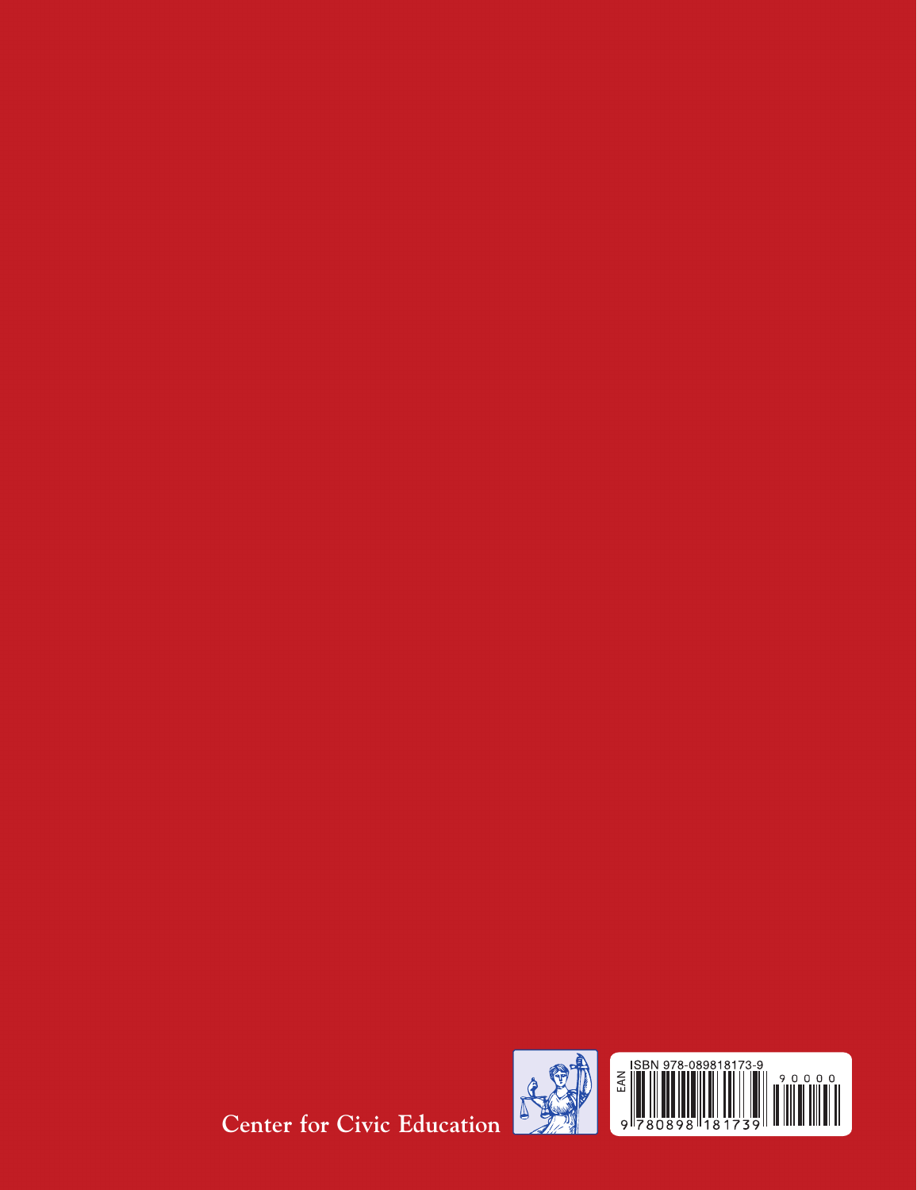Center for Civic Education

ISBN 978-089818173-9